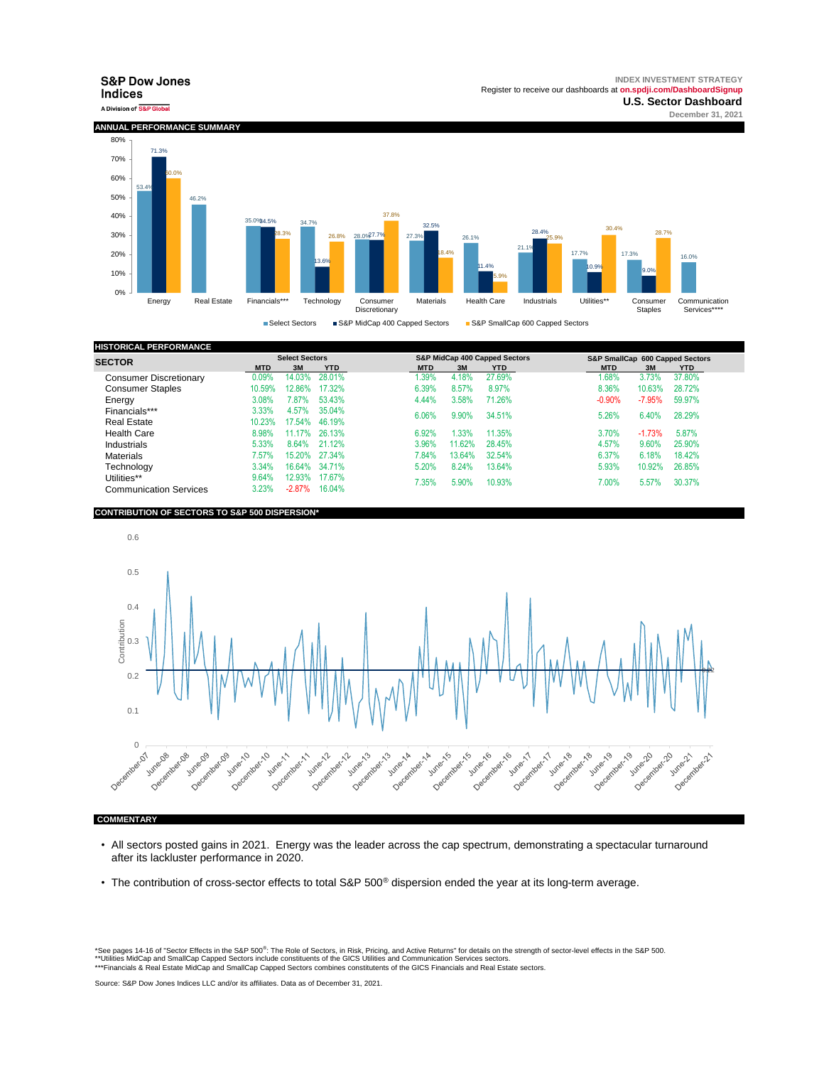S&P Dow Jones Indices

A Division of S&P Global

INDEX INVESTMENT STRATEGY

Register to receive our dashboards at on.spdji.com/DashboardSignup

**U.S. Sector Dashboard**

December 31, 2021

## ANNUAL PERFORMANCE SUMMARY

| Sector | Select Sectors | S&P MidCap 400 Capped Sectors | S&P SmallCap 600 Capped Sectors |
|---|---|---|---|
| Energy | 53.4% | 71.3% | 60.0% |
| Real Estate | 46.2% | | |
| Financials*** | 35.0% | 34.5% | 28.3% |
| Technology | 34.7% | 13.6% | 26.8% |
| Consumer Discretionary | 28.0% | 27.7% | 37.8% |
| Materials | 27.3% | 32.5% | 18.4% |
| Health Care | 26.1% | 11.4% | 5.9% |
| Industrials | 21.1% | 28.4% | 25.9% |
| Utilities** | 17.7% | 10.9% | 30.4% |
| Consumer Staples | 17.3% | 9.0% | 28.7% |
| Communication Services**** | 16.0% | | |

## HISTORICAL PERFORMANCE

| SECTOR | Select Sectors | | | S&P MidCap 400 Capped Sectors | | | S&P SmallCap 600 Capped Sectors | | |
|---|---|---|---|---|---|---|---|---|---|
| | MTD | 3M | YTD | MTD | 3M | YTD | MTD | 3M | YTD |
| Consumer Discretionary | 0.09% | 14.03% | 28.01% | 1.39% | 4.18% | 27.69% | 1.68% | 3.73% | 37.80% |
| Consumer Staples | 10.59% | 12.86% | 17.32% | 6.39% | 8.57% | 8.97% | 8.36% | 10.63% | 28.72% |
| Energy | 3.08% | 7.87% | 53.43% | 4.44% | 3.58% | 71.26% | -0.90% | -7.95% | 59.97% |
| Financials*** | 3.33% | 4.57% | 35.04% | 6.06% | 9.90% | 34.51% | 5.26% | 6.40% | 28.29% |
| Real Estate | 10.23% | 17.54% | 46.19% | | | | | | |
| Health Care | 8.98% | 11.17% | 26.13% | 6.92% | 1.33% | 11.35% | 3.70% | -1.73% | 5.87% |
| Industrials | 5.33% | 8.64% | 21.12% | 3.96% | 11.62% | 28.45% | 4.57% | 9.60% | 25.90% |
| Materials | 7.57% | 15.20% | 27.34% | 7.84% | 13.64% | 32.54% | 6.37% | 6.18% | 18.42% |
| Technology | 3.34% | 16.64% | 34.71% | 5.20% | 8.24% | 13.64% | 5.93% | 10.92% | 26.85% |
| Utilities** | 9.64% | 12.93% | 17.67% | 7.35% | 5.90% | 10.93% | 7.00% | 5.57% | 30.37% |
| Communication Services | 3.23% | -2.87% | 16.04% | | | | | | |

## CONTRIBUTION OF SECTORS TO S&P 500 DISPERSION*

## COMMENTARY

- All sectors posted gains in 2021. Energy was the leader across the cap spectrum, demonstrating a spectacular turnaround after its lackluster performance in 2020.
- The contribution of cross-sector effects to total S&P 500® dispersion ended the year at its long-term average.

*See pages 14-16 of "Sector Effects in the S&P 500®: The Role of Sectors, in Risk, Pricing, and Active Returns" for details on the strength of sector-level effects in the S&P 500.
**Utilities MidCap and SmallCap Capped Sectors include constituents of the GICS Utilities and Communication Services sectors.
***Financials & Real Estate MidCap and SmallCap Capped Sectors combines constitutents of the GICS Financials and Real Estate sectors.

Source: S&P Dow Jones Indices LLC and/or its affiliates. Data as of December 31, 2021.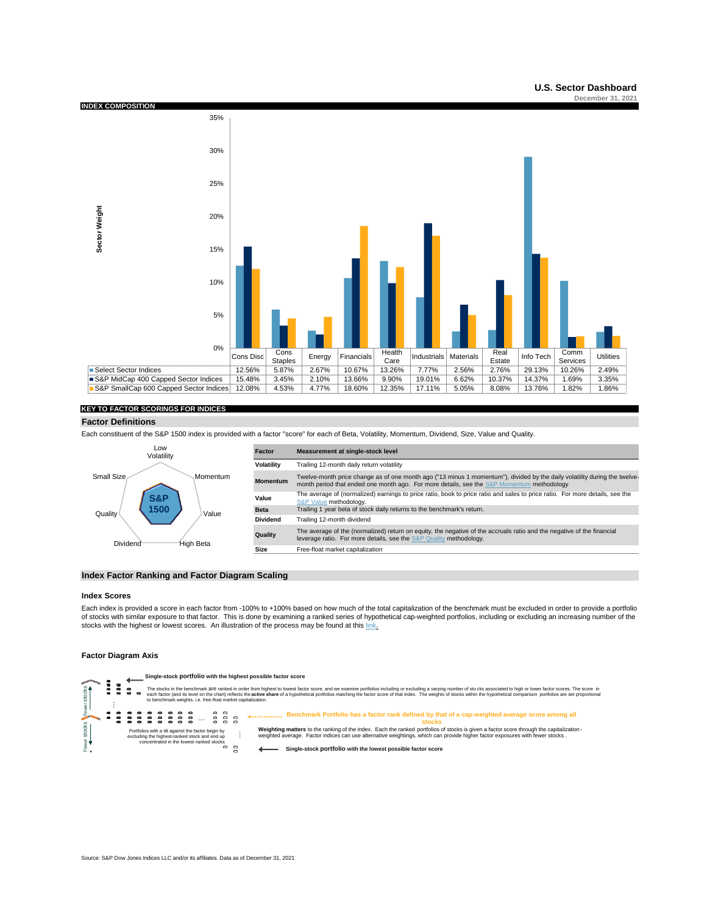# U.S. Sector Dashboard

December 31, 2021

## INDEX COMPOSITION

Sector Weight

| | Cons Disc | Cons Staples | Energy | Financials | Health Care | Industrials | Materials | Real Estate | Info Tech | Comm Services | Utilities |
|---|---|---|---|---|---|---|---|---|---|---|---|
| Select Sector Indices | 12.56% | 5.87% | 2.67% | 10.67% | 13.26% | 7.77% | 2.56% | 2.76% | 29.13% | 10.26% | 2.49% |
| S&P MidCap 400 Capped Sector Indices | 15.48% | 3.45% | 2.10% | 13.66% | 9.90% | 19.01% | 6.62% | 10.37% | 14.37% | 1.69% | 3.35% |
| S&P SmallCap 600 Capped Sector Indices | 12.08% | 4.53% | 4.77% | 18.60% | 12.35% | 17.11% | 5.05% | 8.08% | 13.76% | 1.82% | 1.86% |

## KEY TO FACTOR SCORINGS FOR INDICES

### Factor Definitions

Each constituent of the S&P 1500 index is provided with a factor "score" for each of Beta, Volatility, Momentum, Dividend, Size, Value and Quality.

S&P 1500: Low Volatility, Momentum, Value, High Beta, Dividend, Quality, Small Size

| Factor | Measurement at single-stock level |
|---|---|
| Volatility | Trailing 12-month daily return volatility |
| Momentum | Twelve-month price change as of one month ago ("13 minus 1 momentum"), divided by the daily volatility during the twelve-month period that ended one month ago. For more details, see the S&P Momentum methodology |
| Value | The average of (normalized) earnings to price ratio, book to price ratio and sales to price ratio. For more details, see the S&P Value methodology. |
| Beta | Trailing 1 year beta of stock daily returns to the benchmark's return. |
| Dividend | Trailing 12-month dividend |
| Quality | The average of the (normalized) return on equity, the negative of the accruals ratio and the negative of the financial leverage ratio. For more details, see the S&P Quality methodology. |
| Size | Free-float market capitalization |

### Index Factor Ranking and Factor Diagram Scaling

#### Index Scores

Each index is provided a score in each factor from -100% to +100% based on how much of the total capitalization of the benchmark must be excluded in order to provide a portfolio of stocks with similar exposure to that factor. This is done by examining a ranked series of hypothetical cap-weighted portfolios, including or excluding an increasing number of the stocks with the highest or lowest scores. An illustration of the process may be found at this link.

#### Factor Diagram Axis

**Single-stock portfolio** with the highest possible factor score

The stocks in the benchmark are ranked in order from highest to lowest factor score, and we examine portfolios including or excluding a varying number of stocks associated to high or lower factor scores. The score in each factor (and its level on the chart) reflects the **active share** of a hypothetical portfolios matching the factor score of that index. The weights of stocks within the hypothetical comparison portfolios are set proportional to benchmark weights, i.e. free-float market capitalization.

Fewer stocks

**Benchmark Portfolio has a factor rank defined by that of a cap-weighted average score among all stocks**

Portfolios with a tilt against the factor begin by excluding the highest-ranked stock and end up concentrated in the lowest-ranked stocks

**Weighting matters** to the ranking of the index. Each the ranked portfolios of stocks is given a factor score through the capitalization-weighted average. Factor indices can use alternative weightings, which can provide higher factor exposures with fewer stocks.

Fewer stocks

**Single-stock portfolio** with the lowest possible factor score

Source: S&P Dow Jones Indices LLC and/or its affiliates. Data as of December 31, 2021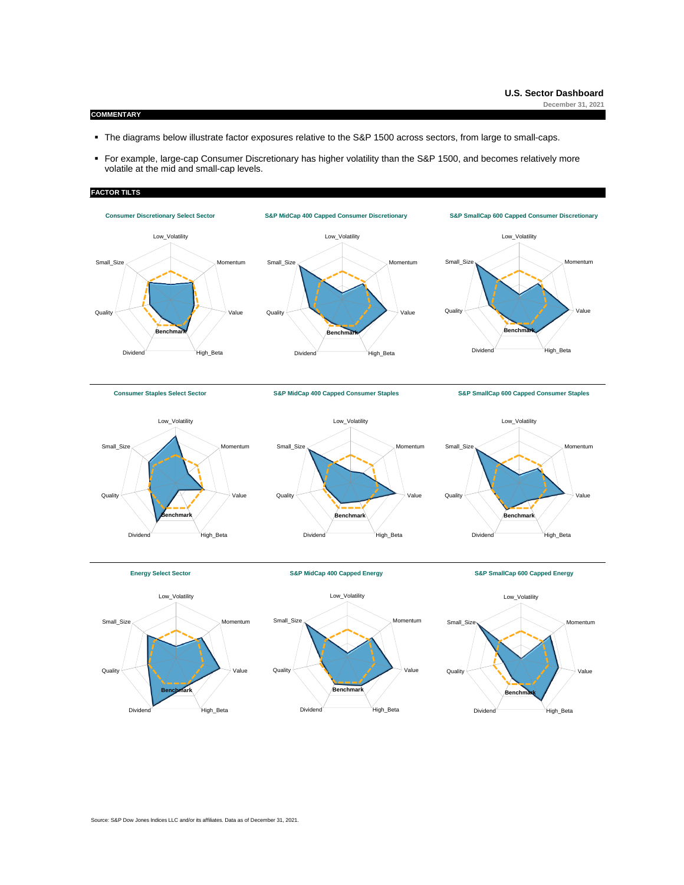## U.S. Sector Dashboard

December 31, 2021

### COMMENTARY

- The diagrams below illustrate factor exposures relative to the S&P 1500 across sectors, from large to small-caps.
- For example, large-cap Consumer Discretionary has higher volatility than the S&P 1500, and becomes relatively more volatile at the mid and small-cap levels.

### FACTOR TILTS

**Consumer Discretionary Select Sector**

Low_Volatility, Momentum, Value, High_Beta, Dividend, Quality, Small_Size, Benchmark

**S&P MidCap 400 Capped Consumer Discretionary**

Low_Volatility, Momentum, Value, High_Beta, Dividend, Quality, Small_Size, Benchmark

**S&P SmallCap 600 Capped Consumer Discretionary**

Low_Volatility, Momentum, Value, High_Beta, Dividend, Quality, Small_Size, Benchmark

**Consumer Staples Select Sector**

Low_Volatility, Momentum, Value, High_Beta, Dividend, Quality, Small_Size, Benchmark

**S&P MidCap 400 Capped Consumer Staples**

Low_Volatility, Momentum, Value, High_Beta, Dividend, Quality, Small_Size, Benchmark

**S&P SmallCap 600 Capped Consumer Staples**

Low_Volatility, Momentum, Value, High_Beta, Dividend, Quality, Small_Size, Benchmark

**Energy Select Sector**

Low_Volatility, Momentum, Value, High_Beta, Dividend, Quality, Small_Size, Benchmark

**S&P MidCap 400 Capped Energy**

Low_Volatility, Momentum, Value, High_Beta, Dividend, Quality, Small_Size, Benchmark

**S&P SmallCap 600 Capped Energy**

Low_Volatility, Momentum, Value, High_Beta, Dividend, Quality, Small_Size, Benchmark

Source: S&P Dow Jones Indices LLC and/or its affiliates. Data as of December 31, 2021.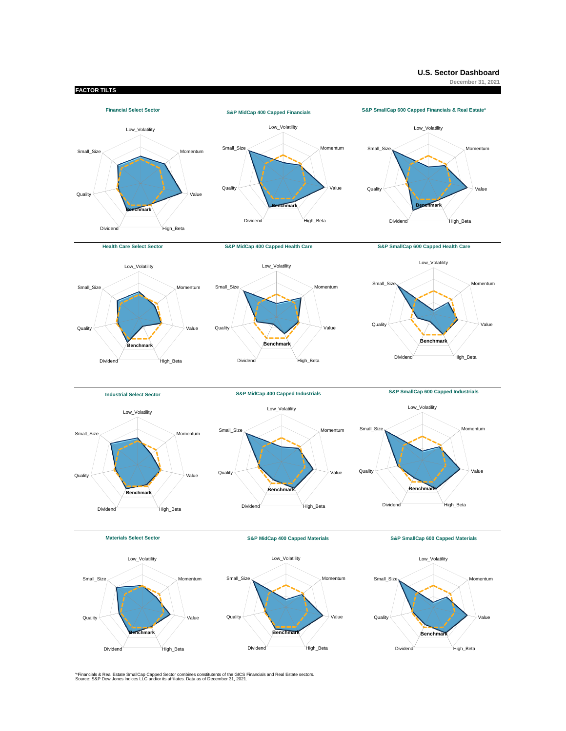# U.S. Sector Dashboard

December 31, 2021

## FACTOR TILTS

### Financial Select Sector

Low_Volatility, Momentum, Value, High_Beta, Dividend, Quality, Small_Size, Benchmark

### S&P MidCap 400 Capped Financials

Low_Volatility, Momentum, Value, High_Beta, Dividend, Quality, Small_Size, Benchmark

### S&P SmallCap 600 Capped Financials & Real Estate*

Low_Volatility, Momentum, Value, High_Beta, Dividend, Quality, Small_Size, Benchmark

### Health Care Select Sector

Low_Volatility, Momentum, Value, High_Beta, Dividend, Quality, Small_Size, Benchmark

### S&P MidCap 400 Capped Health Care

Low_Volatility, Momentum, Value, High_Beta, Dividend, Quality, Small_Size, Benchmark

### S&P SmallCap 600 Capped Health Care

Low_Volatility, Momentum, Value, High_Beta, Dividend, Quality, Small_Size, Benchmark

### Industrial Select Sector

Low_Volatility, Momentum, Value, High_Beta, Dividend, Quality, Small_Size, Benchmark

### S&P MidCap 400 Capped Industrials

Low_Volatility, Momentum, Value, High_Beta, Dividend, Quality, Small_Size, Benchmark

### S&P SmallCap 600 Capped Industrials

Low_Volatility, Momentum, Value, High_Beta, Dividend, Quality, Small_Size, Benchmark

### Materials Select Sector

Low_Volatility, Momentum, Value, High_Beta, Dividend, Quality, Small_Size, Benchmark

### S&P MidCap 400 Capped Materials

Low_Volatility, Momentum, Value, High_Beta, Dividend, Quality, Small_Size, Benchmark

### S&P SmallCap 600 Capped Materials

Low_Volatility, Momentum, Value, High_Beta, Dividend, Quality, Small_Size, Benchmark

*Financials & Real Estate SmallCap Capped Sector combines constituents of the GICS Financials and Real Estate sectors.
Source: S&P Dow Jones Indices LLC and/or its affiliates. Data as of December 31, 2021.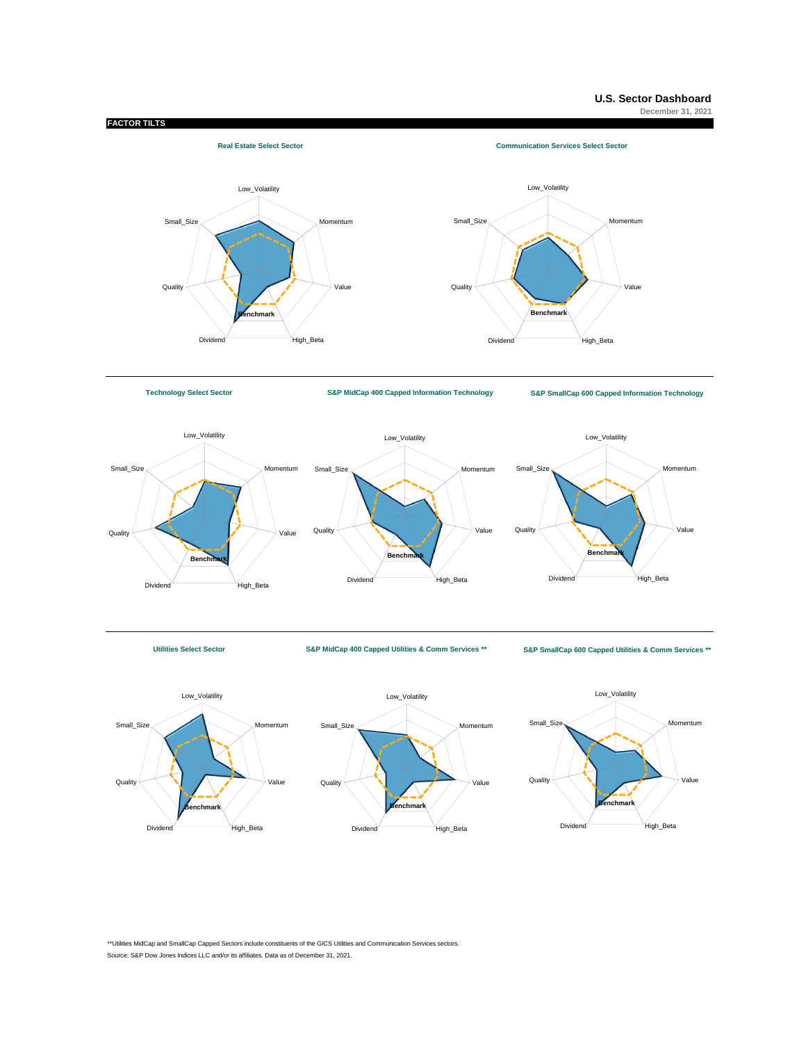# U.S. Sector Dashboard

December 31, 2021

## FACTOR TILTS

### Real Estate Select Sector

Low_Volatility, Momentum, Value, High_Beta, Dividend, Quality, Small_Size, Benchmark

### Communication Services Select Sector

Low_Volatility, Momentum, Value, High_Beta, Dividend, Quality, Small_Size, Benchmark

### Technology Select Sector

Low_Volatility, Momentum, Value, High_Beta, Dividend, Quality, Small_Size, Benchmark

### S&P MidCap 400 Capped Information Technology

Low_Volatility, Momentum, Value, High_Beta, Dividend, Quality, Small_Size, Benchmark

### S&P SmallCap 600 Capped Information Technology

Low_Volatility, Momentum, Value, High_Beta, Dividend, Quality, Small_Size, Benchmark

### Utilities Select Sector

Low_Volatility, Momentum, Value, High_Beta, Dividend, Quality, Small_Size, Benchmark

### S&P MidCap 400 Capped Utilities & Comm Services **

Low_Volatility, Momentum, Value, High_Beta, Dividend, Quality, Small_Size, Benchmark

### S&P SmallCap 600 Capped Utilities & Comm Services **

Low_Volatility, Momentum, Value, High_Beta, Dividend, Quality, Small_Size, Benchmark

**Utilities MidCap and SmallCap Capped Sectors include constituents of the GICS Utilities and Communication Services sectors.

Source: S&P Dow Jones Indices LLC and/or its affiliates. Data as of December 31, 2021.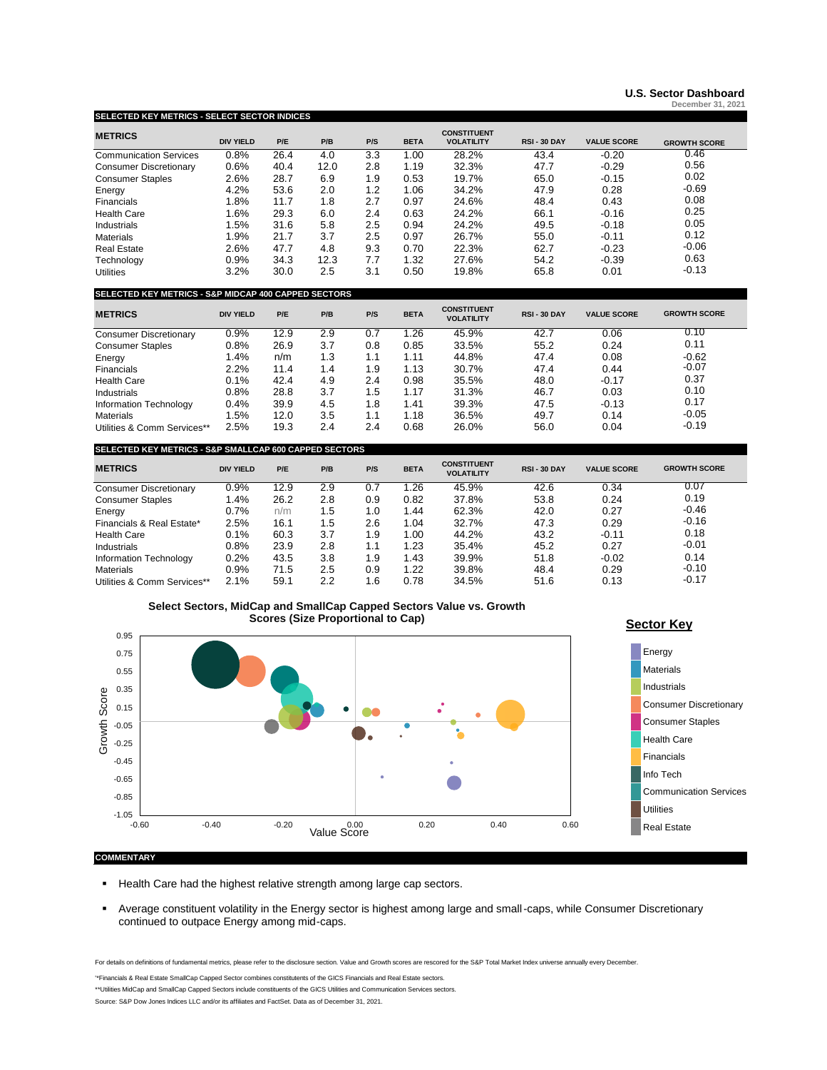# U.S. Sector Dashboard

December 31, 2021

## SELECTED KEY METRICS - SELECT SECTOR INDICES

| METRICS | DIV YIELD | P/E | P/B | P/S | BETA | CONSTITUENT VOLATILITY | RSI - 30 DAY | VALUE SCORE | GROWTH SCORE |
|---|---|---|---|---|---|---|---|---|---|
| Communication Services | 0.8% | 26.4 | 4.0 | 3.3 | 1.00 | 28.2% | 43.4 | -0.20 | 0.46 |
| Consumer Discretionary | 0.6% | 40.4 | 12.0 | 2.8 | 1.19 | 32.3% | 47.7 | -0.29 | 0.56 |
| Consumer Staples | 2.6% | 28.7 | 6.9 | 1.9 | 0.53 | 19.7% | 65.0 | -0.15 | 0.02 |
| Energy | 4.2% | 53.6 | 2.0 | 1.2 | 1.06 | 34.2% | 47.9 | 0.28 | -0.69 |
| Financials | 1.8% | 11.7 | 1.8 | 2.7 | 0.97 | 24.6% | 48.4 | 0.43 | 0.08 |
| Health Care | 1.6% | 29.3 | 6.0 | 2.4 | 0.63 | 24.2% | 66.1 | -0.16 | 0.25 |
| Industrials | 1.5% | 31.6 | 5.8 | 2.5 | 0.94 | 24.2% | 49.5 | -0.18 | 0.05 |
| Materials | 1.9% | 21.7 | 3.7 | 2.5 | 0.97 | 26.7% | 55.0 | -0.11 | 0.12 |
| Real Estate | 2.6% | 47.7 | 4.8 | 9.3 | 0.70 | 22.3% | 62.7 | -0.23 | -0.06 |
| Technology | 0.9% | 34.3 | 12.3 | 7.7 | 1.32 | 27.6% | 54.2 | -0.39 | 0.63 |
| Utilities | 3.2% | 30.0 | 2.5 | 3.1 | 0.50 | 19.8% | 65.8 | 0.01 | -0.13 |

## SELECTED KEY METRICS - S&P MIDCAP 400 CAPPED SECTORS

| METRICS | DIV YIELD | P/E | P/B | P/S | BETA | CONSTITUENT VOLATILITY | RSI - 30 DAY | VALUE SCORE | GROWTH SCORE |
|---|---|---|---|---|---|---|---|---|---|
| Consumer Discretionary | 0.9% | 12.9 | 2.9 | 0.7 | 1.26 | 45.9% | 42.7 | 0.06 | 0.10 |
| Consumer Staples | 0.8% | 26.9 | 3.7 | 0.8 | 0.85 | 33.5% | 55.2 | 0.24 | 0.11 |
| Energy | 1.4% | n/m | 1.3 | 1.1 | 1.11 | 44.8% | 47.4 | 0.08 | -0.62 |
| Financials | 2.2% | 11.4 | 1.4 | 1.9 | 1.13 | 30.7% | 47.4 | 0.44 | -0.07 |
| Health Care | 0.1% | 42.4 | 4.9 | 2.4 | 0.98 | 35.5% | 48.0 | -0.17 | 0.37 |
| Industrials | 0.8% | 28.8 | 3.7 | 1.5 | 1.17 | 31.3% | 46.7 | 0.03 | 0.10 |
| Information Technology | 0.4% | 39.9 | 4.5 | 1.8 | 1.41 | 39.3% | 47.5 | -0.13 | 0.17 |
| Materials | 1.5% | 12.0 | 3.5 | 1.1 | 1.18 | 36.5% | 49.7 | 0.14 | -0.05 |
| Utilities & Comm Services** | 2.5% | 19.3 | 2.4 | 2.4 | 0.68 | 26.0% | 56.0 | 0.04 | -0.19 |

## SELECTED KEY METRICS - S&P SMALLCAP 600 CAPPED SECTORS

| METRICS | DIV YIELD | P/E | P/B | P/S | BETA | CONSTITUENT VOLATILITY | RSI - 30 DAY | VALUE SCORE | GROWTH SCORE |
|---|---|---|---|---|---|---|---|---|---|
| Consumer Discretionary | 0.9% | 12.9 | 2.9 | 0.7 | 1.26 | 45.9% | 42.6 | 0.34 | 0.07 |
| Consumer Staples | 1.4% | 26.2 | 2.8 | 0.9 | 0.82 | 37.8% | 53.8 | 0.24 | 0.19 |
| Energy | 0.7% | n/m | 1.5 | 1.0 | 1.44 | 62.3% | 42.0 | 0.27 | -0.46 |
| Financials & Real Estate* | 2.5% | 16.1 | 1.5 | 2.6 | 1.04 | 32.7% | 47.3 | 0.29 | -0.16 |
| Health Care | 0.1% | 60.3 | 3.7 | 1.9 | 1.00 | 44.2% | 43.2 | -0.11 | 0.18 |
| Industrials | 0.8% | 23.9 | 2.8 | 1.1 | 1.23 | 35.4% | 45.2 | 0.27 | -0.01 |
| Information Technology | 0.2% | 43.5 | 3.8 | 1.9 | 1.43 | 39.9% | 51.8 | -0.02 | 0.14 |
| Materials | 0.9% | 71.5 | 2.5 | 0.9 | 1.22 | 39.8% | 48.4 | 0.29 | -0.10 |
| Utilities & Comm Services** | 2.1% | 59.1 | 2.2 | 1.6 | 0.78 | 34.5% | 51.6 | 0.13 | -0.17 |

**Select Sectors, MidCap and SmallCap Capped Sectors Value vs. Growth Scores (Size Proportional to Cap)**

**Sector Key**
- Energy
- Materials
- Industrials
- Consumer Discretionary
- Consumer Staples
- Health Care
- Financials
- Info Tech
- Communication Services
- Utilities
- Real Estate

## COMMENTARY

- Health Care had the highest relative strength among large cap sectors.
- Average constituent volatility in the Energy sector is highest among large and small-caps, while Consumer Discretionary continued to outpace Energy among mid-caps.

For details on definitions of fundamental metrics, please refer to the disclosure section. Value and Growth scores are rescored for the S&P Total Market Index universe annually every December.

*Financials & Real Estate SmallCap Capped Sector combines constituents of the GICS Financials and Real Estate sectors.

**Utilities MidCap and SmallCap Capped Sectors include constituents of the GICS Utilities and Communication Services sectors.

Source: S&P Dow Jones Indices LLC and/or its affiliates and FactSet. Data as of December 31, 2021.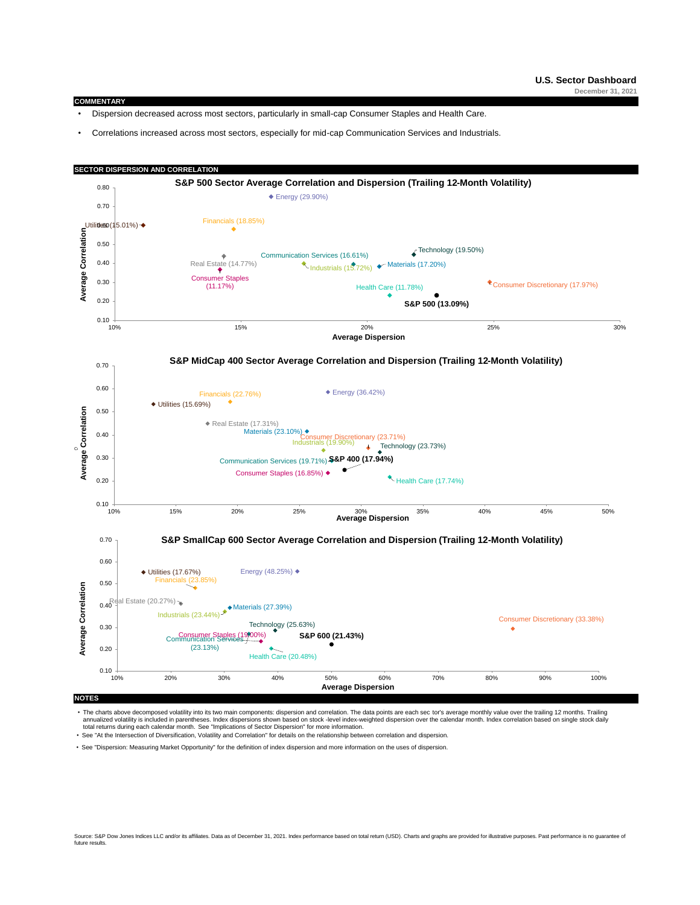**U.S. Sector Dashboard**

December 31, 2021

## COMMENTARY

- Dispersion decreased across most sectors, particularly in small-cap Consumer Staples and Health Care.
- Correlations increased across most sectors, especially for mid-cap Communication Services and Industrials.

## SECTOR DISPERSION AND CORRELATION

### S&P 500 Sector Average Correlation and Dispersion (Trailing 12-Month Volatility)

Average Correlation (y-axis, 0.10–0.80) vs. Average Dispersion (x-axis, 10%–30%)

Data labels: Energy (29.90%), Financials (18.85%), Utilities (15.01%), Real Estate (14.77%), Consumer Staples (11.17%), Communication Services (16.61%), Industrials (15.72%), Technology (19.50%), Materials (17.20%), Health Care (11.78%), Consumer Discretionary (17.97%), S&P 500 (13.09%)

### S&P MidCap 400 Sector Average Correlation and Dispersion (Trailing 12-Month Volatility)

Average Correlation (y-axis, 0.10–0.70) vs. Average Dispersion (x-axis, 10%–50%)

Data labels: Financials (22.76%), Energy (36.42%), Utilities (15.69%), Real Estate (17.31%), Materials (23.10%), Consumer Discretionary (23.71%), Industrials (19.90%), Technology (23.73%), Communication Services (19.71%), S&P 400 (17.94%), Consumer Staples (16.85%), Health Care (17.74%)

### S&P SmallCap 600 Sector Average Correlation and Dispersion (Trailing 12-Month Volatility)

Average Correlation (y-axis, 0.10–0.70) vs. Average Dispersion (x-axis, 10%–100%)

Data labels: Utilities (17.67%), Energy (48.25%), Financials (23.85%), Real Estate (20.27%), Materials (27.39%), Industrials (23.44%), Consumer Discretionary (33.38%), Technology (25.63%), Consumer Staples (19.00%), Communication Services (23.13%), S&P 600 (21.43%), Health Care (20.48%)

## NOTES

- The charts above decomposed volatility into its two main components: dispersion and correlation. The data points are each sec tor's average monthly value over the trailing 12 months. Trailing annualized volatility is included in parentheses. Index dispersions shown based on stock -level index-weighted dispersion over the calendar month. Index correlation based on single stock daily total returns during each calendar month. See "Implications of Sector Dispersion" for more information.
- See "At the Intersection of Diversification, Volatility and Correlation" for details on the relationship between correlation and dispersion.
- See "Dispersion: Measuring Market Opportunity" for the definition of index dispersion and more information on the uses of dispersion.

Source: S&P Dow Jones Indices LLC and/or its affiliates. Data as of December 31, 2021. Index performance based on total return (USD). Charts and graphs are provided for illustrative purposes. Past performance is no guarantee of future results.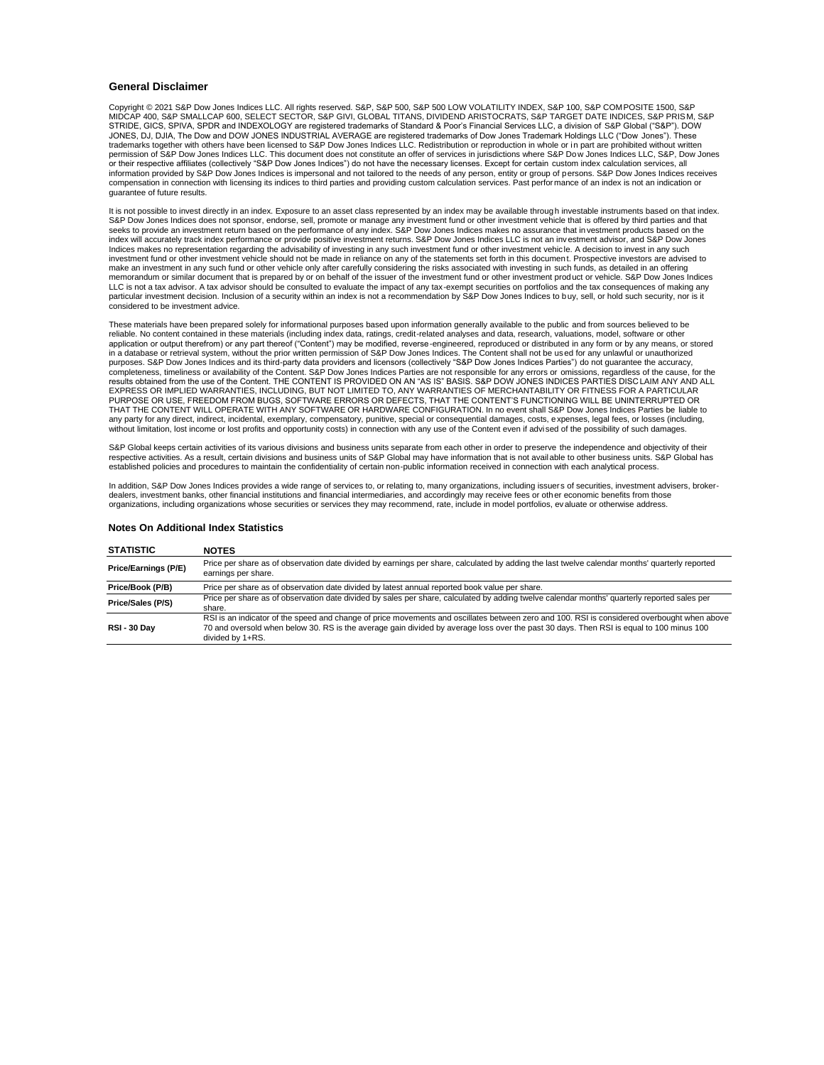## General Disclaimer

Copyright © 2021 S&P Dow Jones Indices LLC. All rights reserved. S&P, S&P 500, S&P 500 LOW VOLATILITY INDEX, S&P 100, S&P COMPOSITE 1500, S&P MIDCAP 400, S&P SMALLCAP 600, SELECT SECTOR, S&P GIVI, GLOBAL TITANS, DIVIDEND ARISTOCRATS, S&P TARGET DATE INDICES, S&P PRISM, S&P STRIDE, GICS, SPIVA, SPDR and INDEXOLOGY are registered trademarks of Standard & Poor's Financial Services LLC, a division of S&P Global ("S&P"). DOW JONES, DJ, DJIA, The Dow and DOW JONES INDUSTRIAL AVERAGE are registered trademarks of Dow Jones Trademark Holdings LLC ("Dow Jones"). These trademarks together with others have been licensed to S&P Dow Jones Indices LLC. Redistribution or reproduction in whole or in part are prohibited without written permission of S&P Dow Jones Indices LLC. This document does not constitute an offer of services in jurisdictions where S&P Dow Jones Indices LLC, S&P, Dow Jones or their respective affiliates (collectively "S&P Dow Jones Indices") do not have the necessary licenses. Except for certain custom index calculation services, all information provided by S&P Dow Jones Indices is impersonal and not tailored to the needs of any person, entity or group of persons. S&P Dow Jones Indices receives compensation in connection with licensing its indices to third parties and providing custom calculation services. Past performance of an index is not an indication or guarantee of future results.

It is not possible to invest directly in an index. Exposure to an asset class represented by an index may be available through investable instruments based on that index. S&P Dow Jones Indices does not sponsor, endorse, sell, promote or manage any investment fund or other investment vehicle that is offered by third parties and that seeks to provide an investment return based on the performance of any index. S&P Dow Jones Indices makes no assurance that investment products based on the index will accurately track index performance or provide positive investment returns. S&P Dow Jones Indices LLC is not an investment advisor, and S&P Dow Jones Indices makes no representation regarding the advisability of investing in any such investment fund or other investment vehicle. A decision to invest in any such investment fund or other investment vehicle should not be made in reliance on any of the statements set forth in this document. Prospective investors are advised to make an investment in any such fund or other vehicle only after carefully considering the risks associated with investing in such funds, as detailed in an offering memorandum or similar document that is prepared by or on behalf of the issuer of the investment fund or other investment product or vehicle. S&P Dow Jones Indices LLC is not a tax advisor. A tax advisor should be consulted to evaluate the impact of any tax-exempt securities on portfolios and the tax consequences of making any particular investment decision. Inclusion of a security within an index is not a recommendation by S&P Dow Jones Indices to buy, sell, or hold such security, nor is it considered to be investment advice.

These materials have been prepared solely for informational purposes based upon information generally available to the public and from sources believed to be reliable. No content contained in these materials (including index data, ratings, credit-related analyses and data, research, valuations, model, software or other application or output therefrom) or any part thereof ("Content") may be modified, reverse-engineered, reproduced or distributed in any form or by any means, or stored in a database or retrieval system, without the prior written permission of S&P Dow Jones Indices. The Content shall not be used for any unlawful or unauthorized purposes. S&P Dow Jones Indices and its third-party data providers and licensors (collectively "S&P Dow Jones Indices Parties") do not guarantee the accuracy, completeness, timeliness or availability of the Content. S&P Dow Jones Indices Parties are not responsible for any errors or omissions, regardless of the cause, for the results obtained from the use of the Content. THE CONTENT IS PROVIDED ON AN "AS IS" BASIS. S&P DOW JONES INDICES PARTIES DISCLAIM ANY AND ALL EXPRESS OR IMPLIED WARRANTIES, INCLUDING, BUT NOT LIMITED TO, ANY WARRANTIES OF MERCHANTABILITY OR FITNESS FOR A PARTICULAR PURPOSE OR USE, FREEDOM FROM BUGS, SOFTWARE ERRORS OR DEFECTS, THAT THE CONTENT'S FUNCTIONING WILL BE UNINTERRUPTED OR THAT THE CONTENT WILL OPERATE WITH ANY SOFTWARE OR HARDWARE CONFIGURATION. In no event shall S&P Dow Jones Indices Parties be liable to any party for any direct, indirect, incidental, exemplary, compensatory, punitive, special or consequential damages, costs, expenses, legal fees, or losses (including, without limitation, lost income or lost profits and opportunity costs) in connection with any use of the Content even if advised of the possibility of such damages.

S&P Global keeps certain activities of its various divisions and business units separate from each other in order to preserve the independence and objectivity of their respective activities. As a result, certain divisions and business units of S&P Global may have information that is not available to other business units. S&P Global has established policies and procedures to maintain the confidentiality of certain non-public information received in connection with each analytical process.

In addition, S&P Dow Jones Indices provides a wide range of services to, or relating to, many organizations, including issuers of securities, investment advisers, broker-dealers, investment banks, other financial institutions and financial intermediaries, and accordingly may receive fees or other economic benefits from those organizations, including organizations whose securities or services they may recommend, rate, include in model portfolios, evaluate or otherwise address.

## Notes On Additional Index Statistics

| STATISTIC | NOTES |
|---|---|
| **Price/Earnings (P/E)** | Price per share as of observation date divided by earnings per share, calculated by adding the last twelve calendar months' quarterly reported earnings per share. |
| **Price/Book (P/B)** | Price per share as of observation date divided by latest annual reported book value per share. |
| **Price/Sales (P/S)** | Price per share as of observation date divided by sales per share, calculated by adding twelve calendar months' quarterly reported sales per share. |
| **RSI - 30 Day** | RSI is an indicator of the speed and change of price movements and oscillates between zero and 100. RSI is considered overbought when above 70 and oversold when below 30. RS is the average gain divided by average loss over the past 30 days. Then RSI is equal to 100 minus 100 divided by 1+RS. |